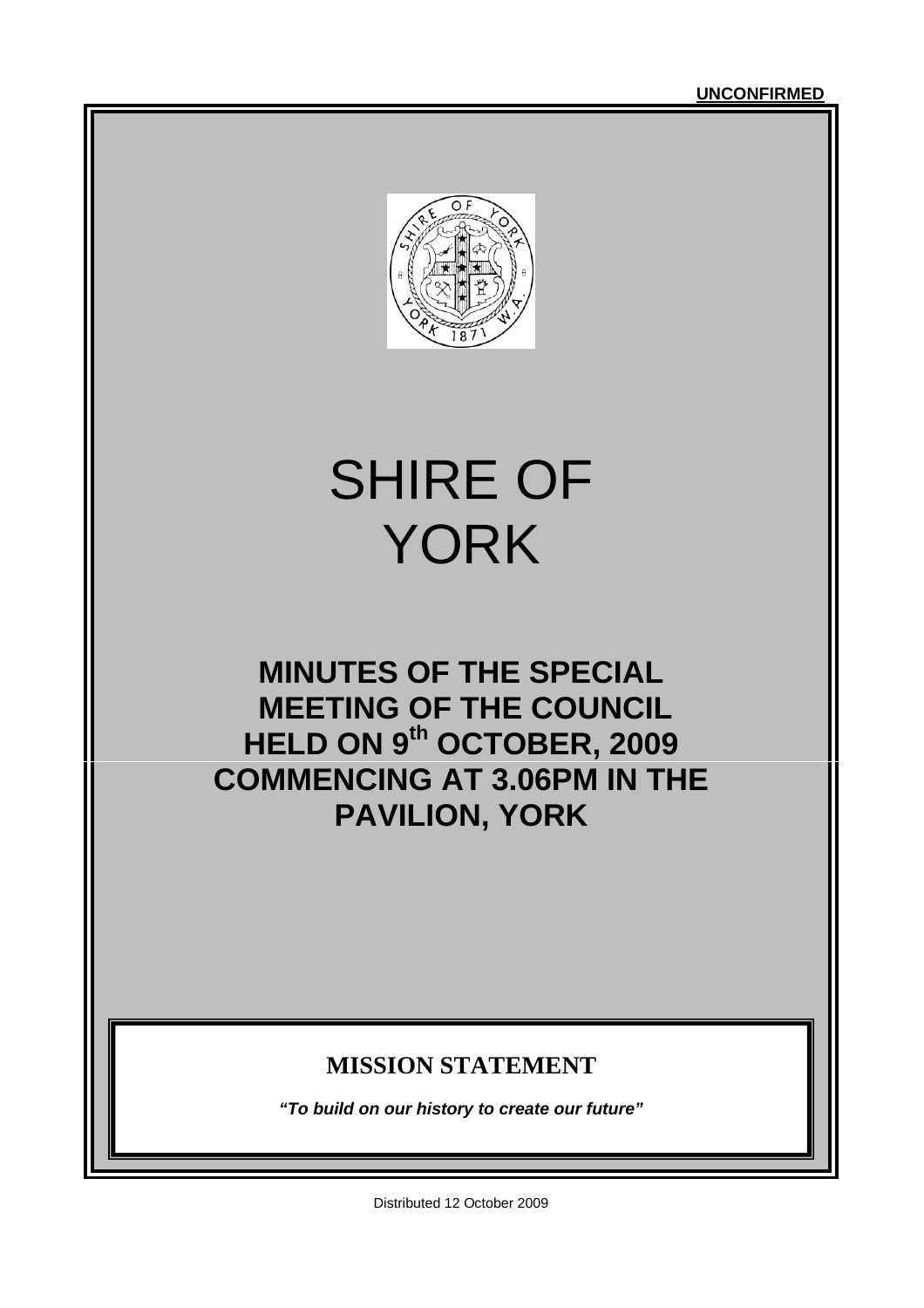**UNCONFIRMED**

# SHIRE OF YORK

## MINUTES OF THE SPECIAL MEETING OF THE COUNCIL HELD ON 9th OCTOBER, 2009 COMMENCING AT 3.06PM IN THE PAVILION, YORK

### MISSION STATEMENT

***"To build on our history to create our future"***

Distributed 12 October 2009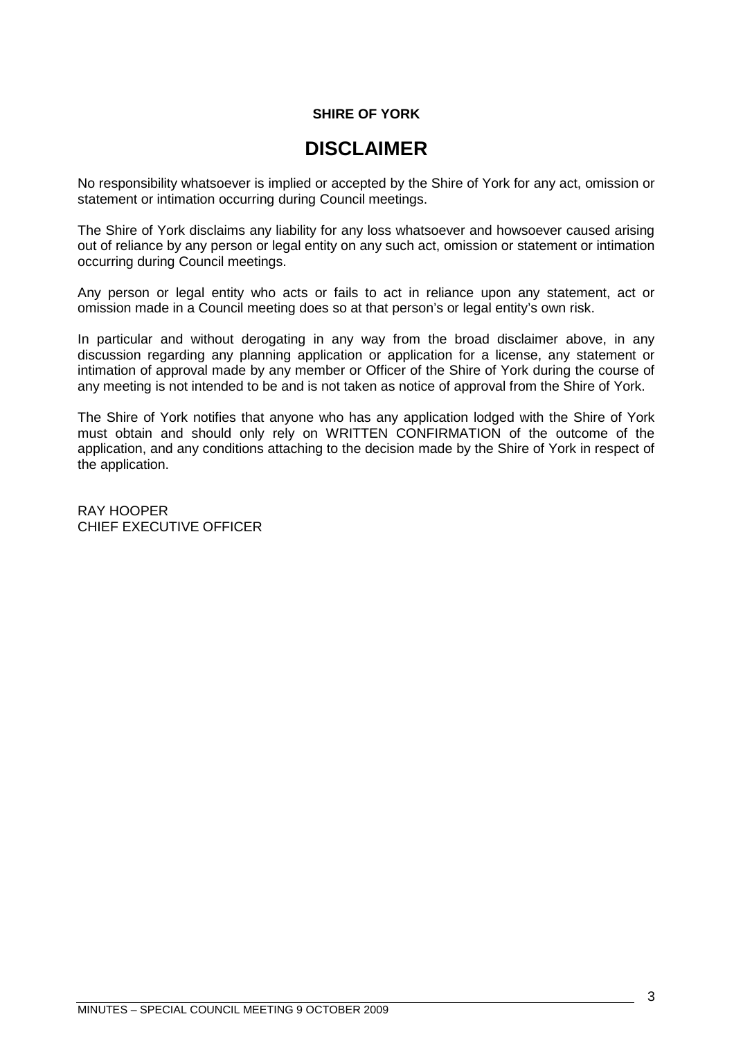**SHIRE OF YORK**

# DISCLAIMER

No responsibility whatsoever is implied or accepted by the Shire of York for any act, omission or statement or intimation occurring during Council meetings.

The Shire of York disclaims any liability for any loss whatsoever and howsoever caused arising out of reliance by any person or legal entity on any such act, omission or statement or intimation occurring during Council meetings.

Any person or legal entity who acts or fails to act in reliance upon any statement, act or omission made in a Council meeting does so at that person's or legal entity's own risk.

In particular and without derogating in any way from the broad disclaimer above, in any discussion regarding any planning application or application for a license, any statement or intimation of approval made by any member or Officer of the Shire of York during the course of any meeting is not intended to be and is not taken as notice of approval from the Shire of York.

The Shire of York notifies that anyone who has any application lodged with the Shire of York must obtain and should only rely on WRITTEN CONFIRMATION of the outcome of the application, and any conditions attaching to the decision made by the Shire of York in respect of the application.

RAY HOOPER
CHIEF EXECUTIVE OFFICER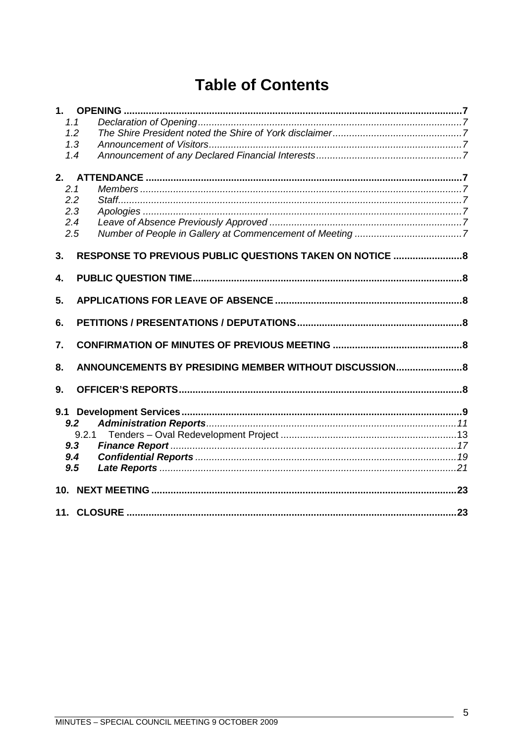# Table of Contents

**1. OPENING** .......................................................... **7**

- 1.1 *Declaration of Opening* ........................................ *7*
- 1.2 *The Shire President noted the Shire of York disclaimer* ........ *7*
- 1.3 *Announcement of Visitors* ...................................... *7*
- 1.4 *Announcement of any Declared Financial Interests* .............. *7*

**2. ATTENDANCE** ....................................................... **7**

- 2.1 *Members* ....................................................... *7*
- 2.2 *Staff* ......................................................... *7*
- 2.3 *Apologies* ..................................................... *7*
- 2.4 *Leave of Absence Previously Approved* .......................... *7*
- 2.5 *Number of People in Gallery at Commencement of Meeting* ........ *7*

**3. RESPONSE TO PREVIOUS PUBLIC QUESTIONS TAKEN ON NOTICE** .......... **8**

**4. PUBLIC QUESTION TIME** ............................................. **8**

**5. APPLICATIONS FOR LEAVE OF ABSENCE** ............................... **8**

**6. PETITIONS / PRESENTATIONS / DEPUTATIONS** ......................... **8**

**7. CONFIRMATION OF MINUTES OF PREVIOUS MEETING** ..................... **8**

**8. ANNOUNCEMENTS BY PRESIDING MEMBER WITHOUT DISCUSSION** ............ **8**

**9. OFFICER'S REPORTS** ................................................ **8**

**9.1 Development Services** ............................................. **9**

- ***9.2 Administration Reports*** ....................................... *11*
  - 9.2.1 Tenders – Oval Redevelopment Project ........................ 13
- ***9.3 Finance Report*** ............................................... *17*
- ***9.4 Confidential Reports*** ......................................... *19*
- ***9.5 Late Reports*** ................................................. *21*

**10. NEXT MEETING** .................................................... **23**

**11. CLOSURE** ......................................................... **23**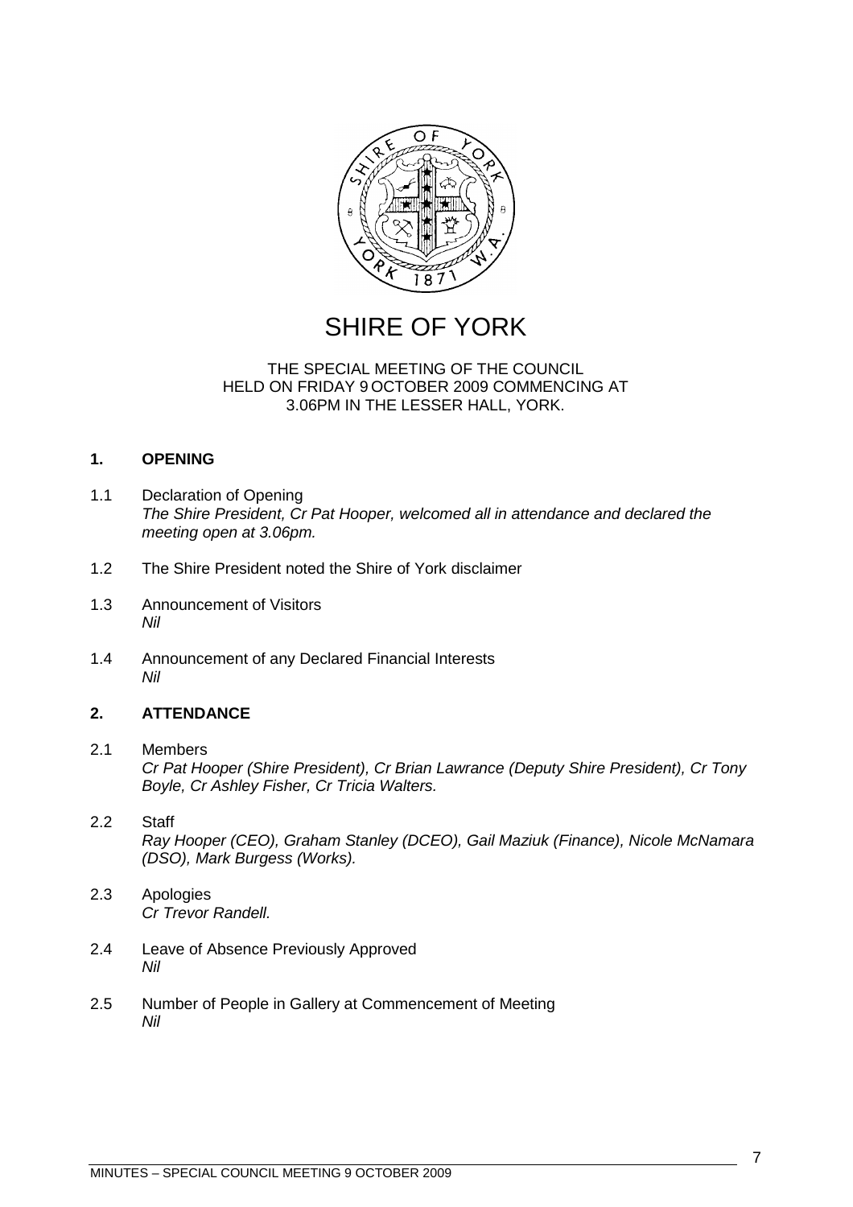# SHIRE OF YORK

THE SPECIAL MEETING OF THE COUNCIL
HELD ON FRIDAY 9 OCTOBER 2009 COMMENCING AT
3.06PM IN THE LESSER HALL, YORK.

## 1. OPENING

1.1 Declaration of Opening
*The Shire President, Cr Pat Hooper, welcomed all in attendance and declared the meeting open at 3.06pm.*

1.2 The Shire President noted the Shire of York disclaimer

1.3 Announcement of Visitors
*Nil*

1.4 Announcement of any Declared Financial Interests
*Nil*

## 2. ATTENDANCE

2.1 Members
*Cr Pat Hooper (Shire President), Cr Brian Lawrance (Deputy Shire President), Cr Tony Boyle, Cr Ashley Fisher, Cr Tricia Walters.*

2.2 Staff
*Ray Hooper (CEO), Graham Stanley (DCEO), Gail Maziuk (Finance), Nicole McNamara (DSO), Mark Burgess (Works).*

2.3 Apologies
*Cr Trevor Randell.*

2.4 Leave of Absence Previously Approved
*Nil*

2.5 Number of People in Gallery at Commencement of Meeting
*Nil*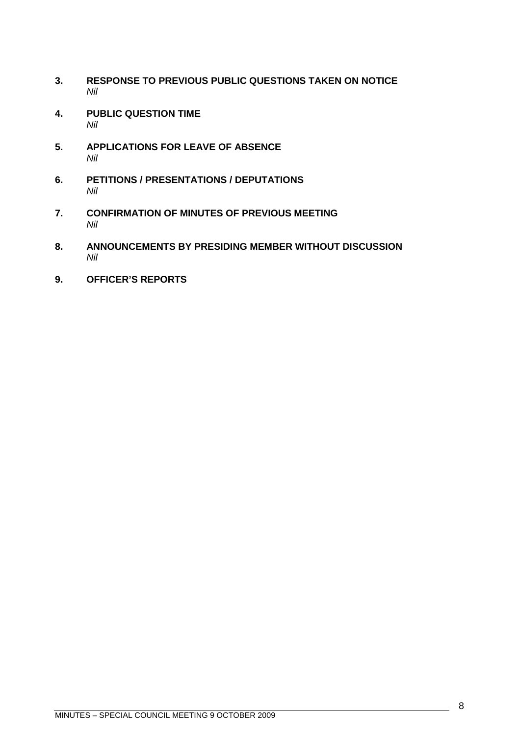## 3. RESPONSE TO PREVIOUS PUBLIC QUESTIONS TAKEN ON NOTICE

*Nil*

## 4. PUBLIC QUESTION TIME

*Nil*

## 5. APPLICATIONS FOR LEAVE OF ABSENCE

*Nil*

## 6. PETITIONS / PRESENTATIONS / DEPUTATIONS

*Nil*

## 7. CONFIRMATION OF MINUTES OF PREVIOUS MEETING

*Nil*

## 8. ANNOUNCEMENTS BY PRESIDING MEMBER WITHOUT DISCUSSION

*Nil*

## 9. OFFICER'S REPORTS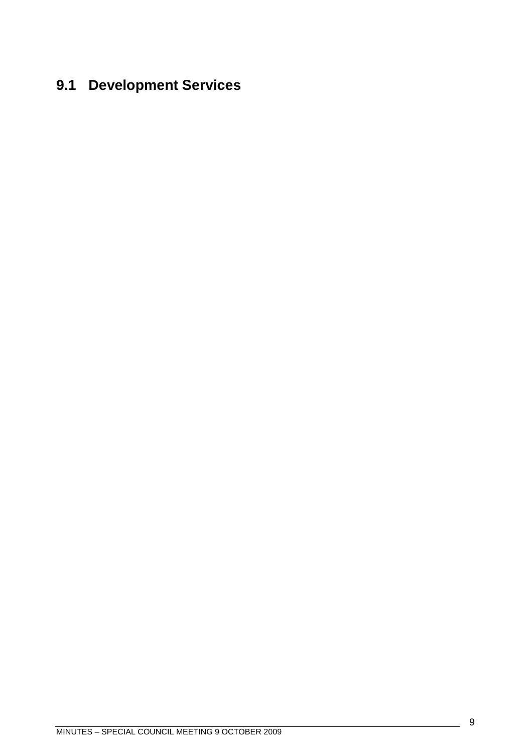## 9.1 Development Services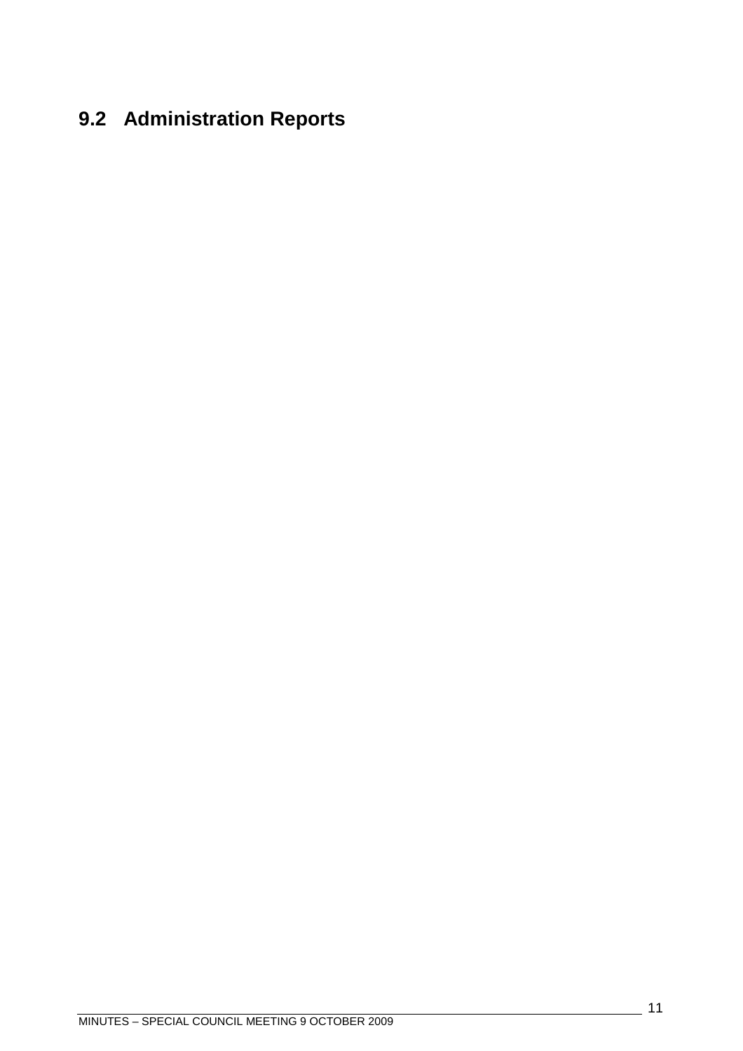## 9.2 Administration Reports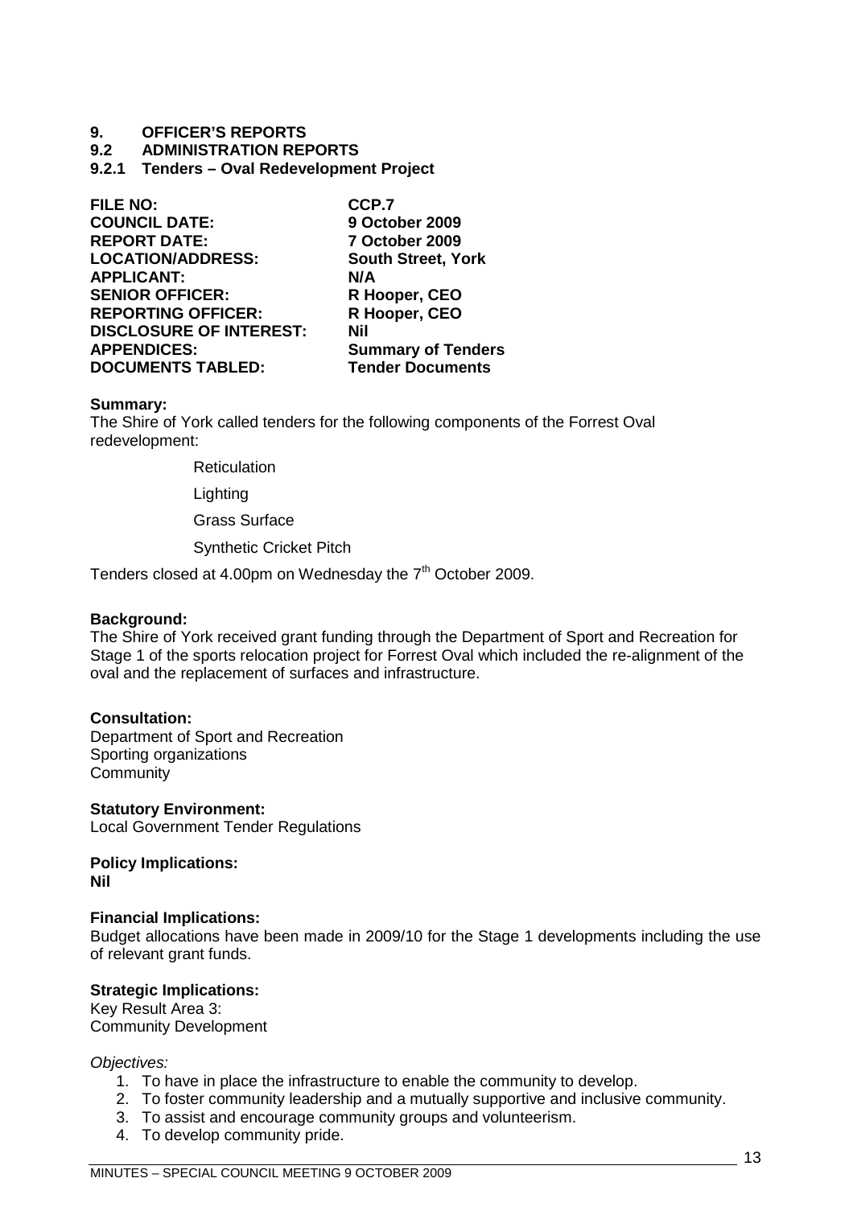# 9. OFFICER'S REPORTS

## 9.2 ADMINISTRATION REPORTS

### 9.2.1 Tenders – Oval Redevelopment Project

| | |
|---|---|
| **FILE NO:** | **CCP.7** |
| **COUNCIL DATE:** | **9 October 2009** |
| **REPORT DATE:** | **7 October 2009** |
| **LOCATION/ADDRESS:** | **South Street, York** |
| **APPLICANT:** | **N/A** |
| **SENIOR OFFICER:** | **R Hooper, CEO** |
| **REPORTING OFFICER:** | **R Hooper, CEO** |
| **DISCLOSURE OF INTEREST:** | **Nil** |
| **APPENDICES:** | **Summary of Tenders** |
| **DOCUMENTS TABLED:** | **Tender Documents** |

**Summary:**
The Shire of York called tenders for the following components of the Forrest Oval redevelopment:

- Reticulation
- Lighting
- Grass Surface
- Synthetic Cricket Pitch

Tenders closed at 4.00pm on Wednesday the 7th October 2009.

**Background:**
The Shire of York received grant funding through the Department of Sport and Recreation for Stage 1 of the sports relocation project for Forrest Oval which included the re-alignment of the oval and the replacement of surfaces and infrastructure.

**Consultation:**
Department of Sport and Recreation
Sporting organizations
Community

**Statutory Environment:**
Local Government Tender Regulations

**Policy Implications:**
**Nil**

**Financial Implications:**
Budget allocations have been made in 2009/10 for the Stage 1 developments including the use of relevant grant funds.

**Strategic Implications:**
Key Result Area 3:
Community Development

*Objectives:*

1. To have in place the infrastructure to enable the community to develop.
2. To foster community leadership and a mutually supportive and inclusive community.
3. To assist and encourage community groups and volunteerism.
4. To develop community pride.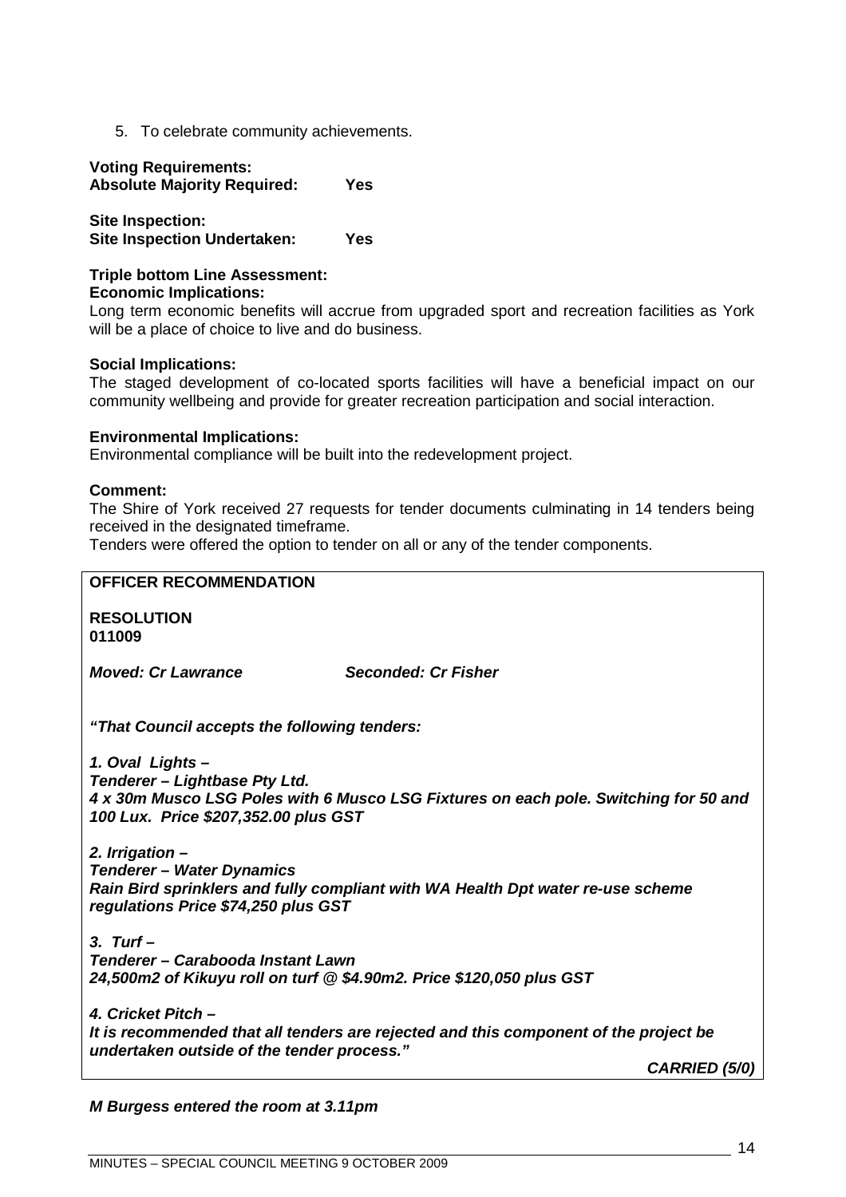5. To celebrate community achievements.

**Voting Requirements:**
**Absolute Majority Required: Yes**

**Site Inspection:**
**Site Inspection Undertaken: Yes**

**Triple bottom Line Assessment:**
**Economic Implications:**
Long term economic benefits will accrue from upgraded sport and recreation facilities as York will be a place of choice to live and do business.

**Social Implications:**
The staged development of co-located sports facilities will have a beneficial impact on our community wellbeing and provide for greater recreation participation and social interaction.

**Environmental Implications:**
Environmental compliance will be built into the redevelopment project.

**Comment:**
The Shire of York received 27 requests for tender documents culminating in 14 tenders being received in the designated timeframe.
Tenders were offered the option to tender on all or any of the tender components.

**OFFICER RECOMMENDATION**

**RESOLUTION**
**011009**

***Moved: Cr Lawrance*** ***Seconded: Cr Fisher***

***"That Council accepts the following tenders:***

***1. Oval Lights –***
***Tenderer – Lightbase Pty Ltd.***
***4 x 30m Musco LSG Poles with 6 Musco LSG Fixtures on each pole. Switching for 50 and 100 Lux. Price $207,352.00 plus GST***

***2. Irrigation –***
***Tenderer – Water Dynamics***
***Rain Bird sprinklers and fully compliant with WA Health Dpt water re-use scheme regulations Price $74,250 plus GST***

***3. Turf –***
***Tenderer – Carabooda Instant Lawn***
***24,500m2 of Kikuyu roll on turf @ $4.90m2. Price $120,050 plus GST***

***4. Cricket Pitch –***
***It is recommended that all tenders are rejected and this component of the project be undertaken outside of the tender process."***

***CARRIED (5/0)***

***M Burgess entered the room at 3.11pm***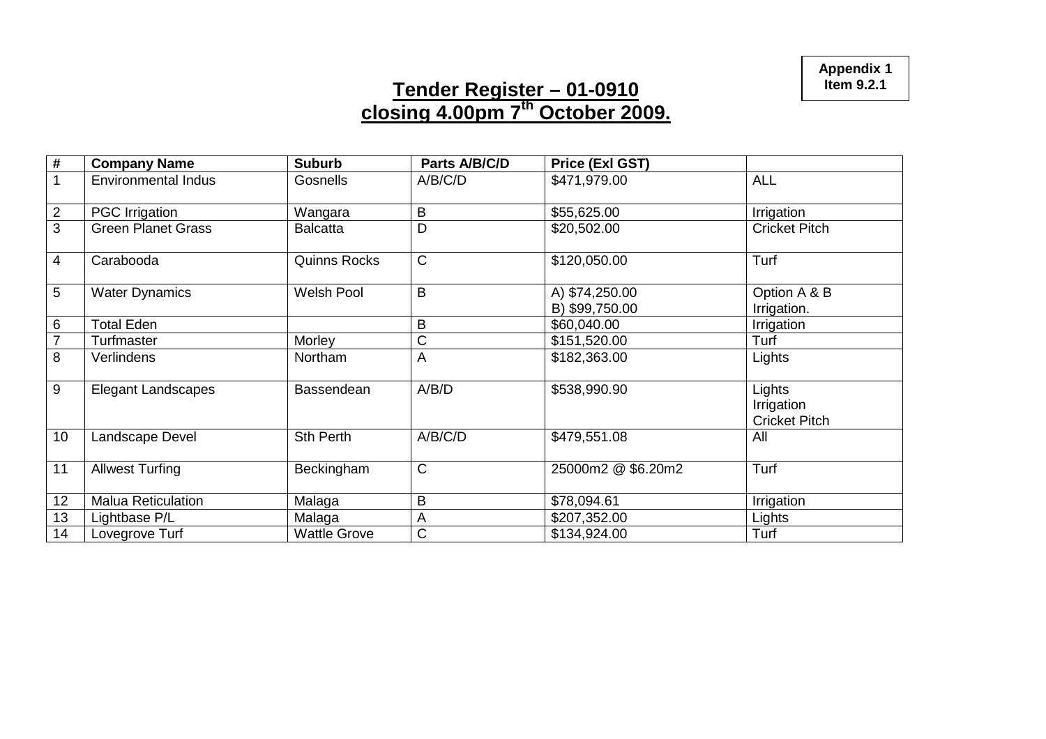**Appendix 1**
**Item 9.2.1**

# Tender Register – 01-0910 closing 4.00pm 7th October 2009.

| # | Company Name | Suburb | Parts A/B/C/D | Price (Exl GST) | |
|---|---|---|---|---|---|
| 1 | Environmental Indus | Gosnells | A/B/C/D | $471,979.00 | ALL |
| 2 | PGC Irrigation | Wangara | B | $55,625.00 | Irrigation |
| 3 | Green Planet Grass | Balcatta | D | $20,502.00 | Cricket Pitch |
| 4 | Carabooda | Quinns Rocks | C | $120,050.00 | Turf |
| 5 | Water Dynamics | Welsh Pool | B | A) $74,250.00<br>B) $99,750.00 | Option A & B<br>Irrigation. |
| 6 | Total Eden | | B | $60,040.00 | Irrigation |
| 7 | Turfmaster | Morley | C | $151,520.00 | Turf |
| 8 | Verlindens | Northam | A | $182,363.00 | Lights |
| 9 | Elegant Landscapes | Bassendean | A/B/D | $538,990.90 | Lights<br>Irrigation<br>Cricket Pitch |
| 10 | Landscape Devel | Sth Perth | A/B/C/D | $479,551.08 | All |
| 11 | Allwest Turfing | Beckingham | C | 25000m2 @ $6.20m2 | Turf |
| 12 | Malua Reticulation | Malaga | B | $78,094.61 | Irrigation |
| 13 | Lightbase P/L | Malaga | A | $207,352.00 | Lights |
| 14 | Lovegrove Turf | Wattle Grove | C | $134,924.00 | Turf |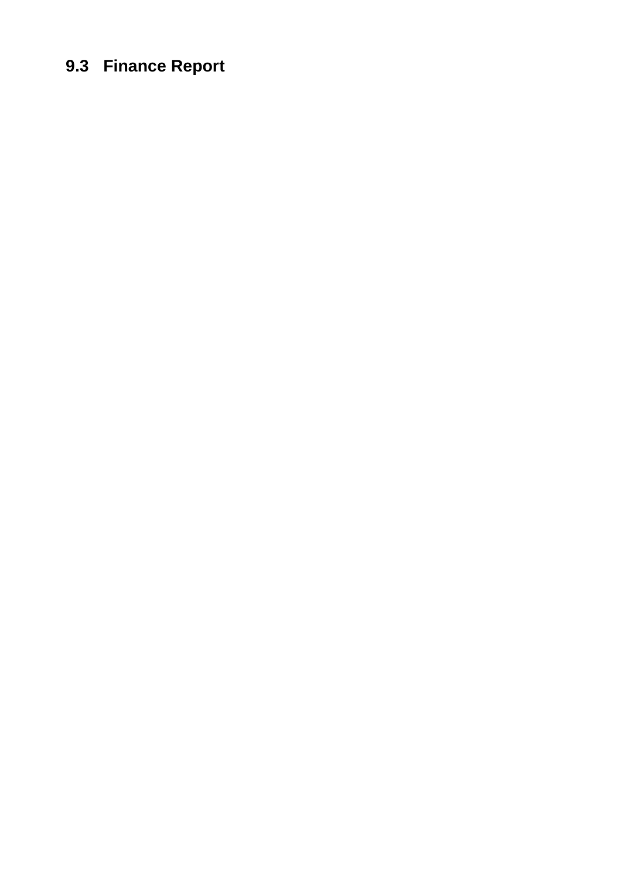## 9.3 Finance Report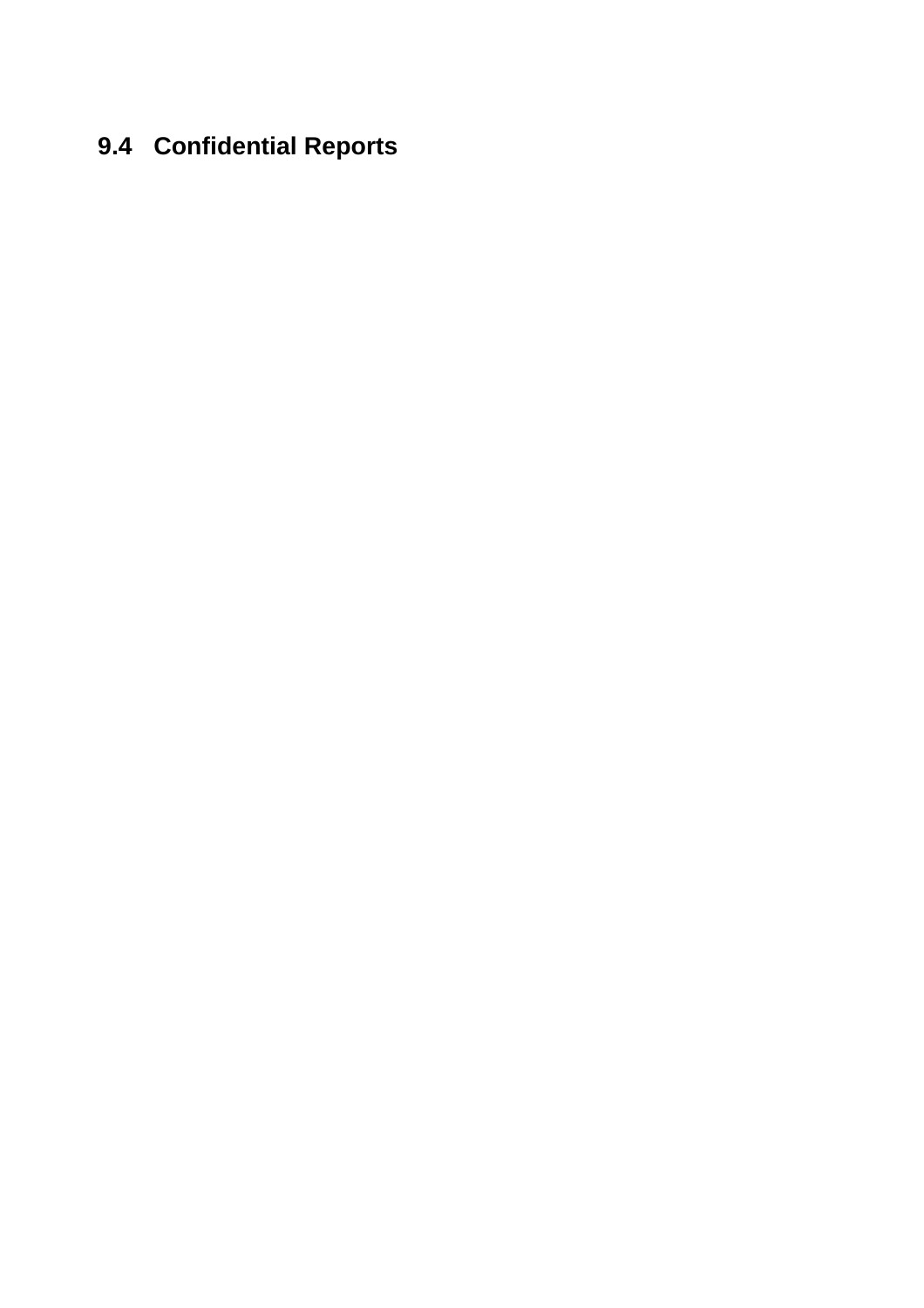## 9.4 Confidential Reports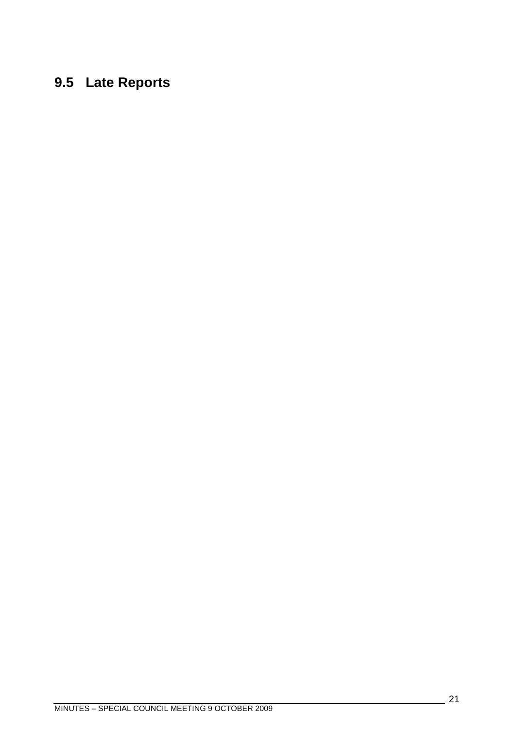## 9.5 Late Reports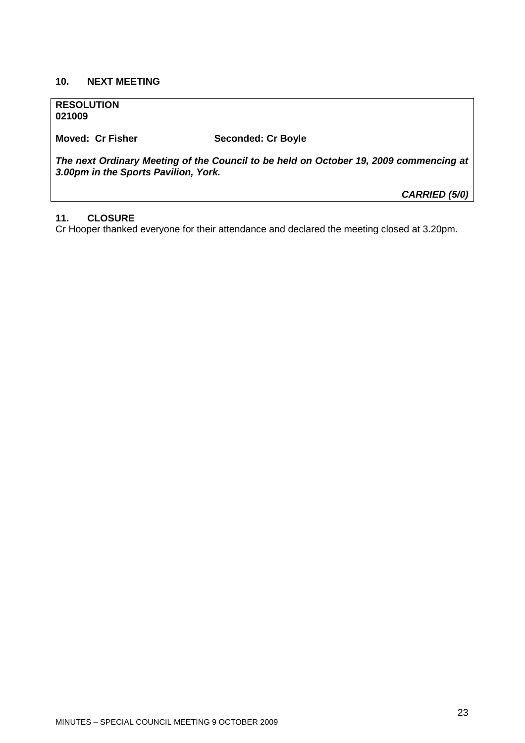## 10. NEXT MEETING

**RESOLUTION**
**021009**

**Moved: Cr Fisher** **Seconded: Cr Boyle**

***The next Ordinary Meeting of the Council to be held on October 19, 2009 commencing at 3.00pm in the Sports Pavilion, York.***

***CARRIED (5/0)***

## 11. CLOSURE

Cr Hooper thanked everyone for their attendance and declared the meeting closed at 3.20pm.